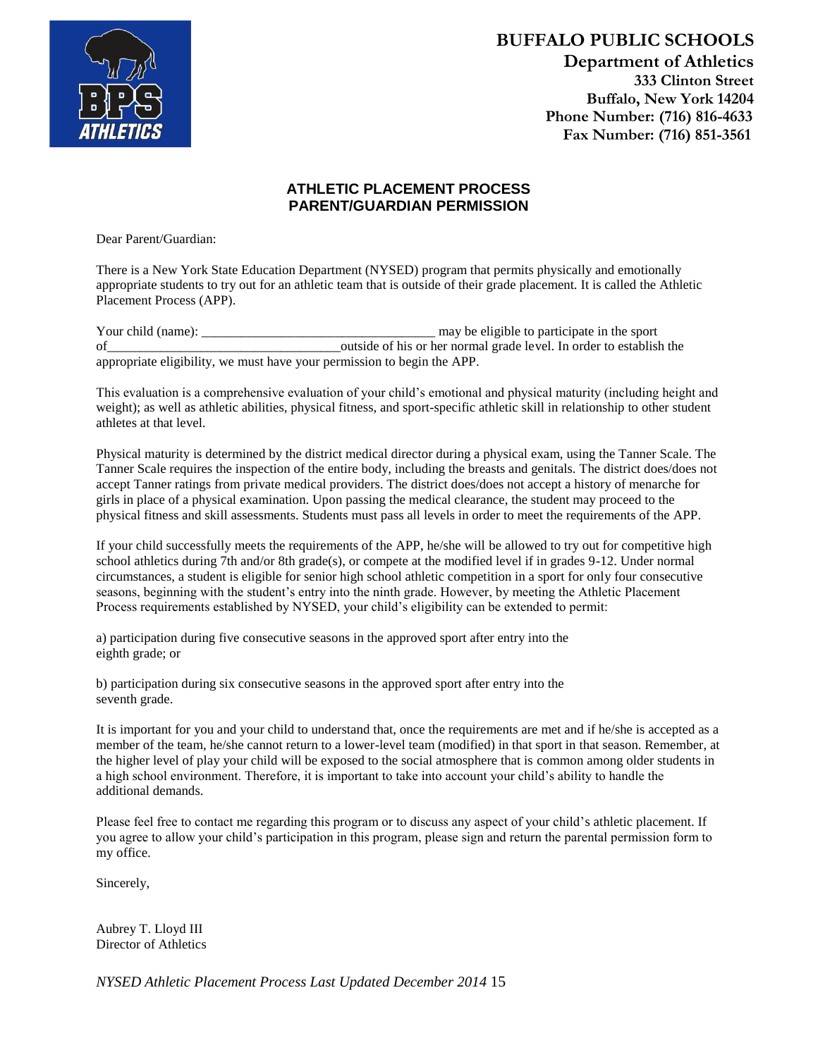**BUFFALO PUBLIC SCHOOLS**
**Department of Athletics**
**333 Clinton Street**
**Buffalo, New York 14204**
**Phone Number: (716) 816-4633**
**Fax Number: (716) 851-3561**

## ATHLETIC PLACEMENT PROCESS
## PARENT/GUARDIAN PERMISSION

Dear Parent/Guardian:

There is a New York State Education Department (NYSED) program that permits physically and emotionally appropriate students to try out for an athletic team that is outside of their grade placement. It is called the Athletic Placement Process (APP).

Your child (name): ___________________________________ may be eligible to participate in the sport of___________________________________outside of his or her normal grade level. In order to establish the appropriate eligibility, we must have your permission to begin the APP.

This evaluation is a comprehensive evaluation of your child's emotional and physical maturity (including height and weight); as well as athletic abilities, physical fitness, and sport-specific athletic skill in relationship to other student athletes at that level.

Physical maturity is determined by the district medical director during a physical exam, using the Tanner Scale. The Tanner Scale requires the inspection of the entire body, including the breasts and genitals. The district does/does not accept Tanner ratings from private medical providers. The district does/does not accept a history of menarche for girls in place of a physical examination. Upon passing the medical clearance, the student may proceed to the physical fitness and skill assessments. Students must pass all levels in order to meet the requirements of the APP.

If your child successfully meets the requirements of the APP, he/she will be allowed to try out for competitive high school athletics during 7th and/or 8th grade(s), or compete at the modified level if in grades 9-12. Under normal circumstances, a student is eligible for senior high school athletic competition in a sport for only four consecutive seasons, beginning with the student's entry into the ninth grade. However, by meeting the Athletic Placement Process requirements established by NYSED, your child's eligibility can be extended to permit:

a) participation during five consecutive seasons in the approved sport after entry into the eighth grade; or

b) participation during six consecutive seasons in the approved sport after entry into the seventh grade.

It is important for you and your child to understand that, once the requirements are met and if he/she is accepted as a member of the team, he/she cannot return to a lower-level team (modified) in that sport in that season. Remember, at the higher level of play your child will be exposed to the social atmosphere that is common among older students in a high school environment. Therefore, it is important to take into account your child's ability to handle the additional demands.

Please feel free to contact me regarding this program or to discuss any aspect of your child's athletic placement. If you agree to allow your child's participation in this program, please sign and return the parental permission form to my office.

Sincerely,

Aubrey T. Lloyd III
Director of Athletics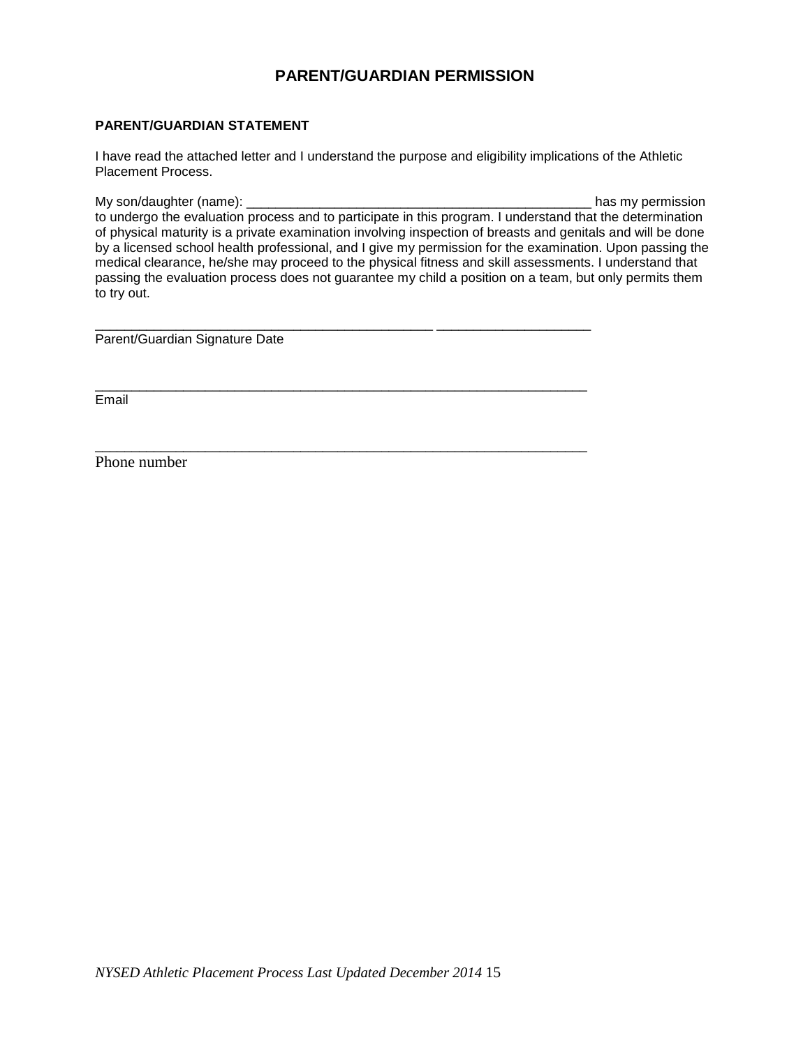# PARENT/GUARDIAN PERMISSION

**PARENT/GUARDIAN STATEMENT**

I have read the attached letter and I understand the purpose and eligibility implications of the Athletic Placement Process.

My son/daughter (name): _______________________________________________ has my permission to undergo the evaluation process and to participate in this program. I understand that the determination of physical maturity is a private examination involving inspection of breasts and genitals and will be done by a licensed school health professional, and I give my permission for the examination. Upon passing the medical clearance, he/she may proceed to the physical fitness and skill assessments. I understand that passing the evaluation process does not guarantee my child a position on a team, but only permits them to try out.

______________________________________________ _____________________

Parent/Guardian Signature Date

___________________________________________________________________

Email

___________________________________________________________________

Phone number

*NYSED Athletic Placement Process Last Updated December 2014*